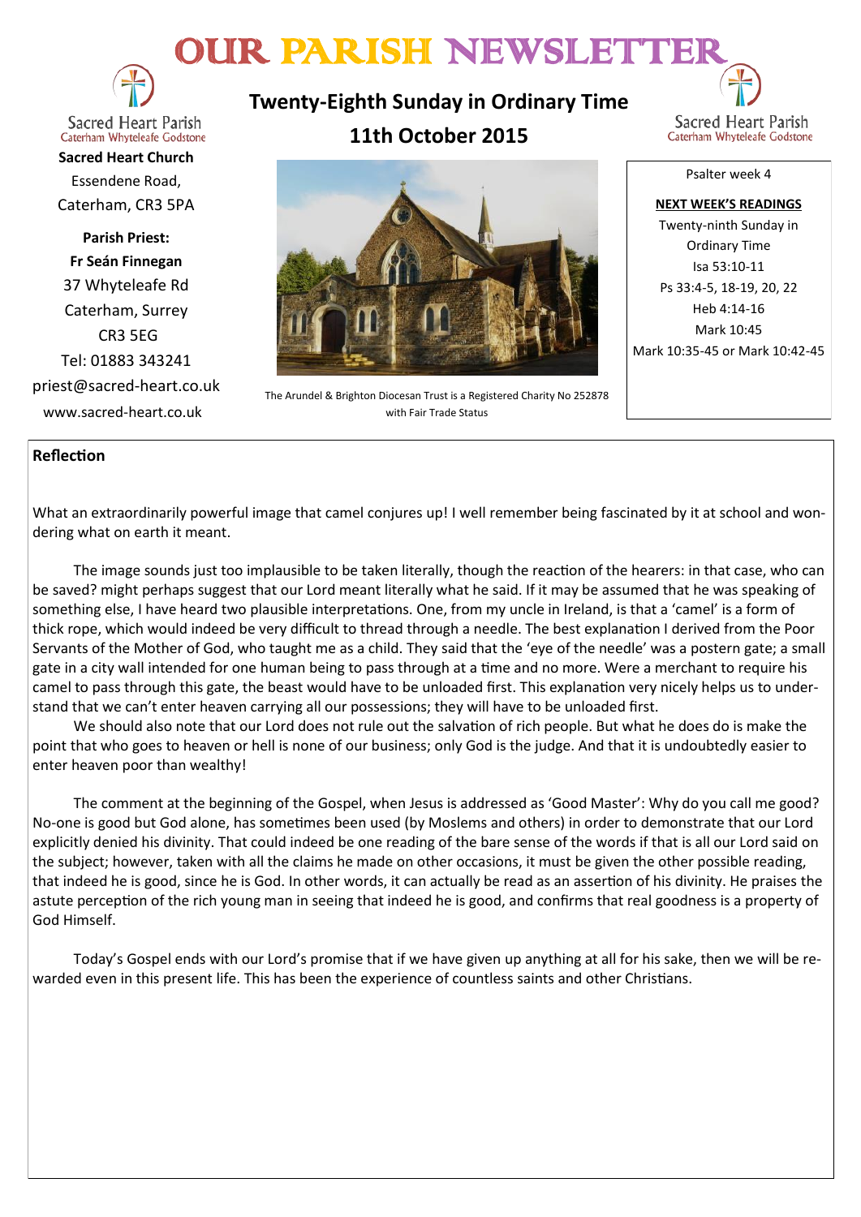# OUR PARISH NEWSLETTER

Sacred Heart Parish
Caterham Whyteleafe Godstone

**Sacred Heart Church**
Essendene Road,
Caterham, CR3 5PA

**Parish Priest:**
**Fr Seán Finnegan**
37 Whyteleafe Rd
Caterham, Surrey
CR3 5EG
Tel: 01883 343241
priest@sacred-heart.co.uk
www.sacred-heart.co.uk

## Twenty-Eighth Sunday in Ordinary Time
## 11th October 2015

The Arundel & Brighton Diocesan Trust is a Registered Charity No 252878 with Fair Trade Status

Psalter week 4

**NEXT WEEK'S READINGS**
Twenty-ninth Sunday in Ordinary Time
Isa 53:10-11
Ps 33:4-5, 18-19, 20, 22
Heb 4:14-16
Mark 10:45
Mark 10:35-45 or Mark 10:42-45

### Reflection

What an extraordinarily powerful image that camel conjures up! I well remember being fascinated by it at school and wondering what on earth it meant.

The image sounds just too implausible to be taken literally, though the reaction of the hearers: in that case, who can be saved? might perhaps suggest that our Lord meant literally what he said. If it may be assumed that he was speaking of something else, I have heard two plausible interpretations. One, from my uncle in Ireland, is that a 'camel' is a form of thick rope, which would indeed be very difficult to thread through a needle. The best explanation I derived from the Poor Servants of the Mother of God, who taught me as a child. They said that the 'eye of the needle' was a postern gate; a small gate in a city wall intended for one human being to pass through at a time and no more. Were a merchant to require his camel to pass through this gate, the beast would have to be unloaded first. This explanation very nicely helps us to understand that we can't enter heaven carrying all our possessions; they will have to be unloaded first.

We should also note that our Lord does not rule out the salvation of rich people. But what he does do is make the point that who goes to heaven or hell is none of our business; only God is the judge. And that it is undoubtedly easier to enter heaven poor than wealthy!

The comment at the beginning of the Gospel, when Jesus is addressed as 'Good Master': Why do you call me good? No-one is good but God alone, has sometimes been used (by Moslems and others) in order to demonstrate that our Lord explicitly denied his divinity. That could indeed be one reading of the bare sense of the words if that is all our Lord said on the subject; however, taken with all the claims he made on other occasions, it must be given the other possible reading, that indeed he is good, since he is God. In other words, it can actually be read as an assertion of his divinity. He praises the astute perception of the rich young man in seeing that indeed he is good, and confirms that real goodness is a property of God Himself.

Today's Gospel ends with our Lord's promise that if we have given up anything at all for his sake, then we will be rewarded even in this present life. This has been the experience of countless saints and other Christians.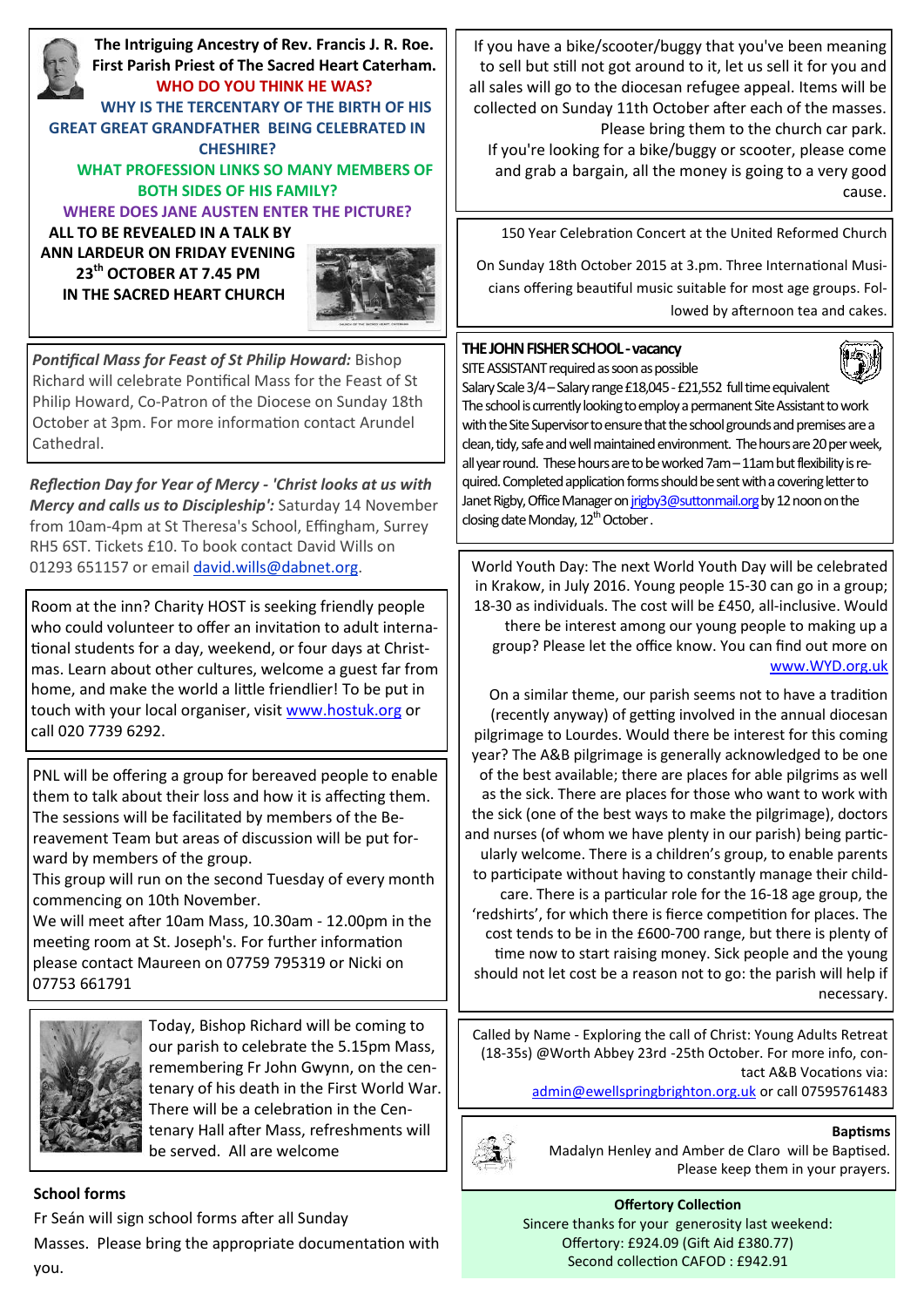**The Intriguing Ancestry of Rev. Francis J. R. Roe. First Parish Priest of The Sacred Heart Caterham.**

**WHO DO YOU THINK HE WAS?**

**WHY IS THE TERCENTARY OF THE BIRTH OF HIS GREAT GREAT GRANDFATHER BEING CELEBRATED IN CHESHIRE?**

**WHAT PROFESSION LINKS SO MANY MEMBERS OF BOTH SIDES OF HIS FAMILY?**

**WHERE DOES JANE AUSTEN ENTER THE PICTURE?**

**ALL TO BE REVEALED IN A TALK BY ANN LARDEUR ON FRIDAY EVENING 23th OCTOBER AT 7.45 PM IN THE SACRED HEART CHURCH**

***Pontifical Mass for Feast of St Philip Howard:*** Bishop Richard will celebrate Pontifical Mass for the Feast of St Philip Howard, Co-Patron of the Diocese on Sunday 18th October at 3pm. For more information contact Arundel Cathedral.

***Reflection Day for Year of Mercy - 'Christ looks at us with Mercy and calls us to Discipleship':*** Saturday 14 November from 10am-4pm at St Theresa's School, Effingham, Surrey RH5 6ST. Tickets £10. To book contact David Wills on 01293 651157 or email david.wills@dabnet.org.

Room at the inn? Charity HOST is seeking friendly people who could volunteer to offer an invitation to adult international students for a day, weekend, or four days at Christmas. Learn about other cultures, welcome a guest far from home, and make the world a little friendlier! To be put in touch with your local organiser, visit www.hostuk.org or call 020 7739 6292.

PNL will be offering a group for bereaved people to enable them to talk about their loss and how it is affecting them. The sessions will be facilitated by members of the Bereavement Team but areas of discussion will be put forward by members of the group.
This group will run on the second Tuesday of every month commencing on 10th November.
We will meet after 10am Mass, 10.30am - 12.00pm in the meeting room at St. Joseph's. For further information please contact Maureen on 07759 795319 or Nicki on 07753 661791

Today, Bishop Richard will be coming to our parish to celebrate the 5.15pm Mass, remembering Fr John Gwynn, on the centenary of his death in the First World War. There will be a celebration in the Centenary Hall after Mass, refreshments will be served. All are welcome

**School forms**

Fr Seán will sign school forms after all Sunday Masses. Please bring the appropriate documentation with you.

If you have a bike/scooter/buggy that you've been meaning to sell but still not got around to it, let us sell it for you and all sales will go to the diocesan refugee appeal. Items will be collected on Sunday 11th October after each of the masses. Please bring them to the church car park.
If you're looking for a bike/buggy or scooter, please come and grab a bargain, all the money is going to a very good cause.

150 Year Celebration Concert at the United Reformed Church

On Sunday 18th October 2015 at 3.pm. Three International Musicians offering beautiful music suitable for most age groups. Followed by afternoon tea and cakes.

**THE JOHN FISHER SCHOOL - vacancy**

SITE ASSISTANT required as soon as possible

Salary Scale 3/4 – Salary range £18,045 - £21,552 full time equivalent

The school is currently looking to employ a permanent Site Assistant to work with the Site Supervisor to ensure that the school grounds and premises are a clean, tidy, safe and well maintained environment. The hours are 20 per week, all year round. These hours are to be worked 7am – 11am but flexibility is required. Completed application forms should be sent with a covering letter to Janet Rigby, Office Manager on jrigby3@suttonmail.org by 12 noon on the closing date Monday, 12th October.

World Youth Day: The next World Youth Day will be celebrated in Krakow, in July 2016. Young people 15-30 can go in a group; 18-30 as individuals. The cost will be £450, all-inclusive. Would there be interest among our young people to making up a group? Please let the office know. You can find out more on www.WYD.org.uk

On a similar theme, our parish seems not to have a tradition (recently anyway) of getting involved in the annual diocesan pilgrimage to Lourdes. Would there be interest for this coming year? The A&B pilgrimage is generally acknowledged to be one of the best available; there are places for able pilgrims as well as the sick. There are places for those who want to work with the sick (one of the best ways to make the pilgrimage), doctors and nurses (of whom we have plenty in our parish) being particularly welcome. There is a children's group, to enable parents to participate without having to constantly manage their childcare. There is a particular role for the 16-18 age group, the 'redshirts', for which there is fierce competition for places. The cost tends to be in the £600-700 range, but there is plenty of time now to start raising money. Sick people and the young should not let cost be a reason not to go: the parish will help if necessary.

Called by Name - Exploring the call of Christ: Young Adults Retreat (18-35s) @Worth Abbey 23rd -25th October. For more info, contact A&B Vocations via: admin@ewellspringbrighton.org.uk or call 07595761483

**Baptisms**

Madalyn Henley and Amber de Claro will be Baptised. Please keep them in your prayers.

**Offertory Collection**

Sincere thanks for your generosity last weekend:
Offertory: £924.09 (Gift Aid £380.77)
Second collection CAFOD : £942.91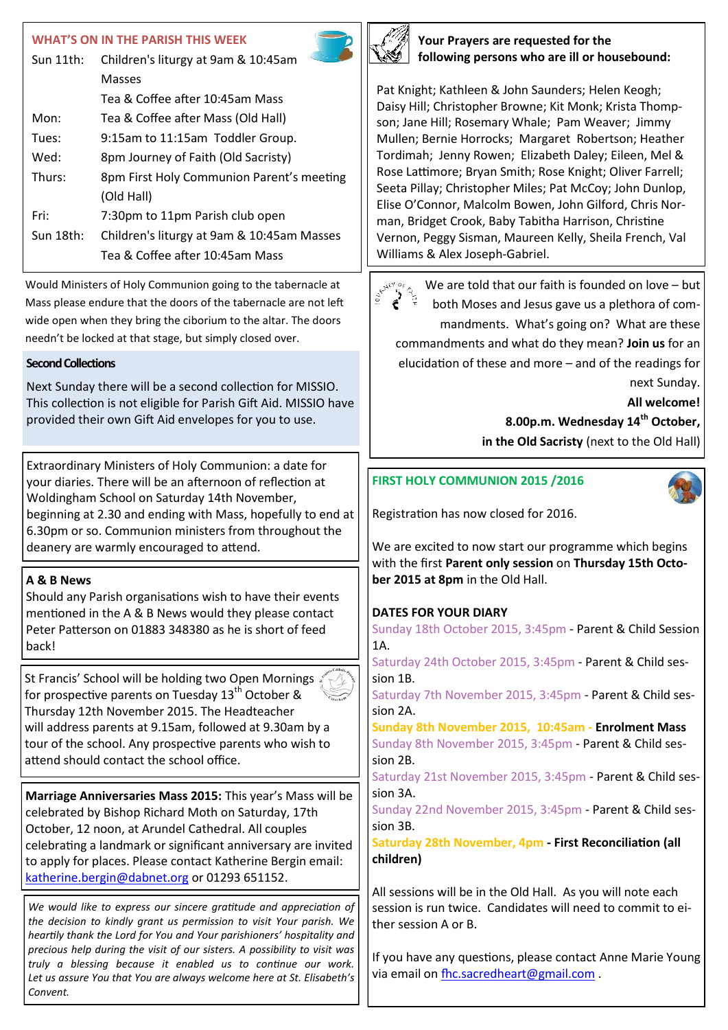## WHAT'S ON IN THE PARISH THIS WEEK

| | |
|---|---|
| Sun 11th: | Children's liturgy at 9am & 10:45am Masses |
| | Tea & Coffee after 10:45am Mass |
| Mon: | Tea & Coffee after Mass (Old Hall) |
| Tues: | 9:15am to 11:15am Toddler Group. |
| Wed: | 8pm Journey of Faith (Old Sacristy) |
| Thurs: | 8pm First Holy Communion Parent's meeting (Old Hall) |
| Fri: | 7:30pm to 11pm Parish club open |
| Sun 18th: | Children's liturgy at 9am & 10:45am Masses |
| | Tea & Coffee after 10:45am Mass |

Would Ministers of Holy Communion going to the tabernacle at Mass please endure that the doors of the tabernacle are not left wide open when they bring the ciborium to the altar. The doors needn't be locked at that stage, but simply closed over.

**Second Collections**

Next Sunday there will be a second collection for MISSIO. This collection is not eligible for Parish Gift Aid. MISSIO have provided their own Gift Aid envelopes for you to use.

Extraordinary Ministers of Holy Communion: a date for your diaries. There will be an afternoon of reflection at Woldingham School on Saturday 14th November, beginning at 2.30 and ending with Mass, hopefully to end at 6.30pm or so. Communion ministers from throughout the deanery are warmly encouraged to attend.

**A & B News**

Should any Parish organisations wish to have their events mentioned in the A & B News would they please contact Peter Patterson on 01883 348380 as he is short of feed back!

St Francis' School will be holding two Open Mornings for prospective parents on Tuesday 13th October & Thursday 12th November 2015. The Headteacher will address parents at 9.15am, followed at 9.30am by a tour of the school. Any prospective parents who wish to attend should contact the school office.

**Marriage Anniversaries Mass 2015:** This year's Mass will be celebrated by Bishop Richard Moth on Saturday, 17th October, 12 noon, at Arundel Cathedral. All couples celebrating a landmark or significant anniversary are invited to apply for places. Please contact Katherine Bergin email: katherine.bergin@dabnet.org or 01293 651152.

*We would like to express our sincere gratitude and appreciation of the decision to kindly grant us permission to visit Your parish. We heartily thank the Lord for You and Your parishioners' hospitality and precious help during the visit of our sisters. A possibility to visit was truly a blessing because it enabled us to continue our work. Let us assure You that You are always welcome here at St. Elisabeth's Convent.*

**Your Prayers are requested for the following persons who are ill or housebound:**

Pat Knight; Kathleen & John Saunders; Helen Keogh; Daisy Hill; Christopher Browne; Kit Monk; Krista Thompson; Jane Hill; Rosemary Whale; Pam Weaver; Jimmy Mullen; Bernie Horrocks; Margaret Robertson; Heather Tordimah; Jenny Rowen; Elizabeth Daley; Eileen, Mel & Rose Lattimore; Bryan Smith; Rose Knight; Oliver Farrell; Seeta Pillay; Christopher Miles; Pat McCoy; John Dunlop, Elise O'Connor, Malcolm Bowen, John Gilford, Chris Norman, Bridget Crook, Baby Tabitha Harrison, Christine Vernon, Peggy Sisman, Maureen Kelly, Sheila French, Val Williams & Alex Joseph-Gabriel.

We are told that our faith is founded on love – but both Moses and Jesus gave us a plethora of commandments. What's going on? What are these commandments and what do they mean? **Join us** for an elucidation of these and more – and of the readings for next Sunday.

**All welcome!**

**8.00p.m. Wednesday 14th October,**

**in the Old Sacristy** (next to the Old Hall)

## FIRST HOLY COMMUNION 2015 /2016

Registration has now closed for 2016.

We are excited to now start our programme which begins with the first **Parent only session** on **Thursday 15th October 2015 at 8pm** in the Old Hall.

**DATES FOR YOUR DIARY**

Sunday 18th October 2015, 3:45pm - Parent & Child Session 1A.

Saturday 24th October 2015, 3:45pm - Parent & Child session 1B.

Saturday 7th November 2015, 3:45pm - Parent & Child session 2A.

**Sunday 8th November 2015, 10:45am - Enrolment Mass**

Sunday 8th November 2015, 3:45pm - Parent & Child session 2B.

Saturday 21st November 2015, 3:45pm - Parent & Child session 3A.

Sunday 22nd November 2015, 3:45pm - Parent & Child session 3B.

**Saturday 28th November, 4pm - First Reconciliation (all children)**

All sessions will be in the Old Hall. As you will note each session is run twice. Candidates will need to commit to either session A or B.

If you have any questions, please contact Anne Marie Young via email on fhc.sacredheart@gmail.com .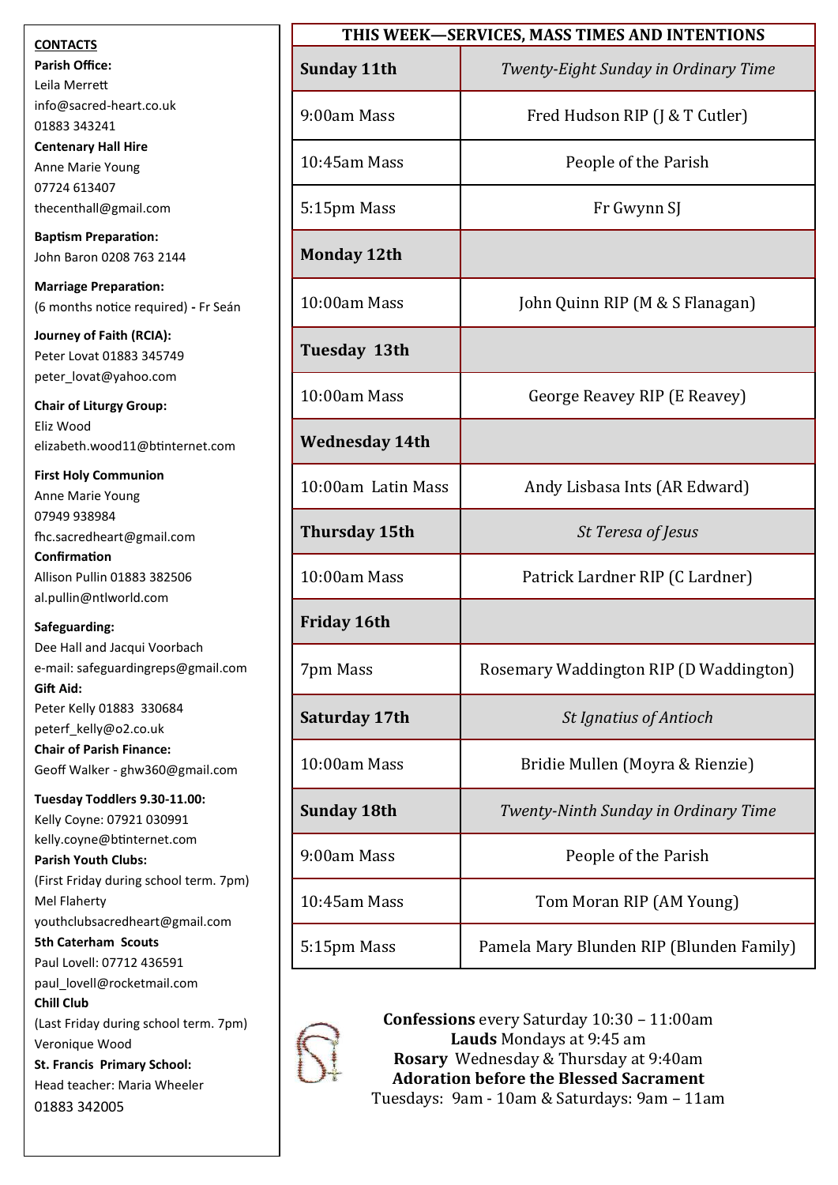**CONTACTS**

**Parish Office:**
Leila Merrett
info@sacred-heart.co.uk
01883 343241

**Centenary Hall Hire**
Anne Marie Young
07724 613407
thecenthall@gmail.com

**Baptism Preparation:**
John Baron 0208 763 2144

**Marriage Preparation:**
(6 months notice required) **-** Fr Seán

**Journey of Faith (RCIA):**
Peter Lovat 01883 345749
peter_lovat@yahoo.com

**Chair of Liturgy Group:**
Eliz Wood
elizabeth.wood11@btinternet.com

**First Holy Communion**
Anne Marie Young
07949 938984
fhc.sacredheart@gmail.com

**Confirmation**
Allison Pullin 01883 382506
al.pullin@ntlworld.com

**Safeguarding:**
Dee Hall and Jacqui Voorbach
e-mail: safeguardingreps@gmail.com

**Gift Aid:**
Peter Kelly 01883 330684
peterf_kelly@o2.co.uk

**Chair of Parish Finance:**
Geoff Walker - ghw360@gmail.com

**Tuesday Toddlers 9.30-11.00:**
Kelly Coyne: 07921 030991
kelly.coyne@btinternet.com

**Parish Youth Clubs:**
(First Friday during school term. 7pm)
Mel Flaherty
youthclubsacredheart@gmail.com

**5th Caterham Scouts**
Paul Lovell: 07712 436591
paul_lovell@rocketmail.com

**Chill Club**
(Last Friday during school term. 7pm)
Veronique Wood

**St. Francis Primary School:**
Head teacher: Maria Wheeler
01883 342005

## THIS WEEK—SERVICES, MASS TIMES AND INTENTIONS

| | |
|---|---|
| **Sunday 11th** | *Twenty-Eight Sunday in Ordinary Time* |
| 9:00am Mass | Fred Hudson RIP (J & T Cutler) |
| 10:45am Mass | People of the Parish |
| 5:15pm Mass | Fr Gwynn SJ |
| **Monday 12th** | |
| 10:00am Mass | John Quinn RIP (M & S Flanagan) |
| **Tuesday 13th** | |
| 10:00am Mass | George Reavey RIP (E Reavey) |
| **Wednesday 14th** | |
| 10:00am Latin Mass | Andy Lisbasa Ints (AR Edward) |
| **Thursday 15th** | *St Teresa of Jesus* |
| 10:00am Mass | Patrick Lardner RIP (C Lardner) |
| **Friday 16th** | |
| 7pm Mass | Rosemary Waddington RIP (D Waddington) |
| **Saturday 17th** | *St Ignatius of Antioch* |
| 10:00am Mass | Bridie Mullen (Moyra & Rienzie) |
| **Sunday 18th** | *Twenty-Ninth Sunday in Ordinary Time* |
| 9:00am Mass | People of the Parish |
| 10:45am Mass | Tom Moran RIP (AM Young) |
| 5:15pm Mass | Pamela Mary Blunden RIP (Blunden Family) |

**Confessions** every Saturday 10:30 – 11:00am
**Lauds** Mondays at 9:45 am
**Rosary** Wednesday & Thursday at 9:40am
**Adoration before the Blessed Sacrament**
Tuesdays: 9am - 10am & Saturdays: 9am – 11am